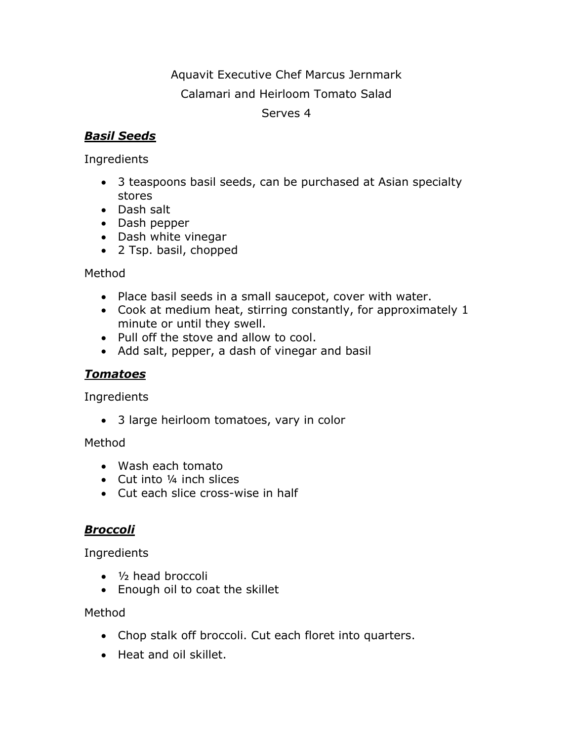Aquavit Executive Chef Marcus Jernmark

Calamari and Heirloom Tomato Salad

Serves 4

***Basil Seeds***

Ingredients

- 3 teaspoons basil seeds, can be purchased at Asian specialty stores
- Dash salt
- Dash pepper
- Dash white vinegar
- 2 Tsp. basil, chopped

Method

- Place basil seeds in a small saucepot, cover with water.
- Cook at medium heat, stirring constantly, for approximately 1 minute or until they swell.
- Pull off the stove and allow to cool.
- Add salt, pepper, a dash of vinegar and basil

***Tomatoes***

Ingredients

- 3 large heirloom tomatoes, vary in color

Method

- Wash each tomato
- Cut into ¼ inch slices
- Cut each slice cross-wise in half

***Broccoli***

Ingredients

- ½ head broccoli
- Enough oil to coat the skillet

Method

- Chop stalk off broccoli. Cut each floret into quarters.
- Heat and oil skillet.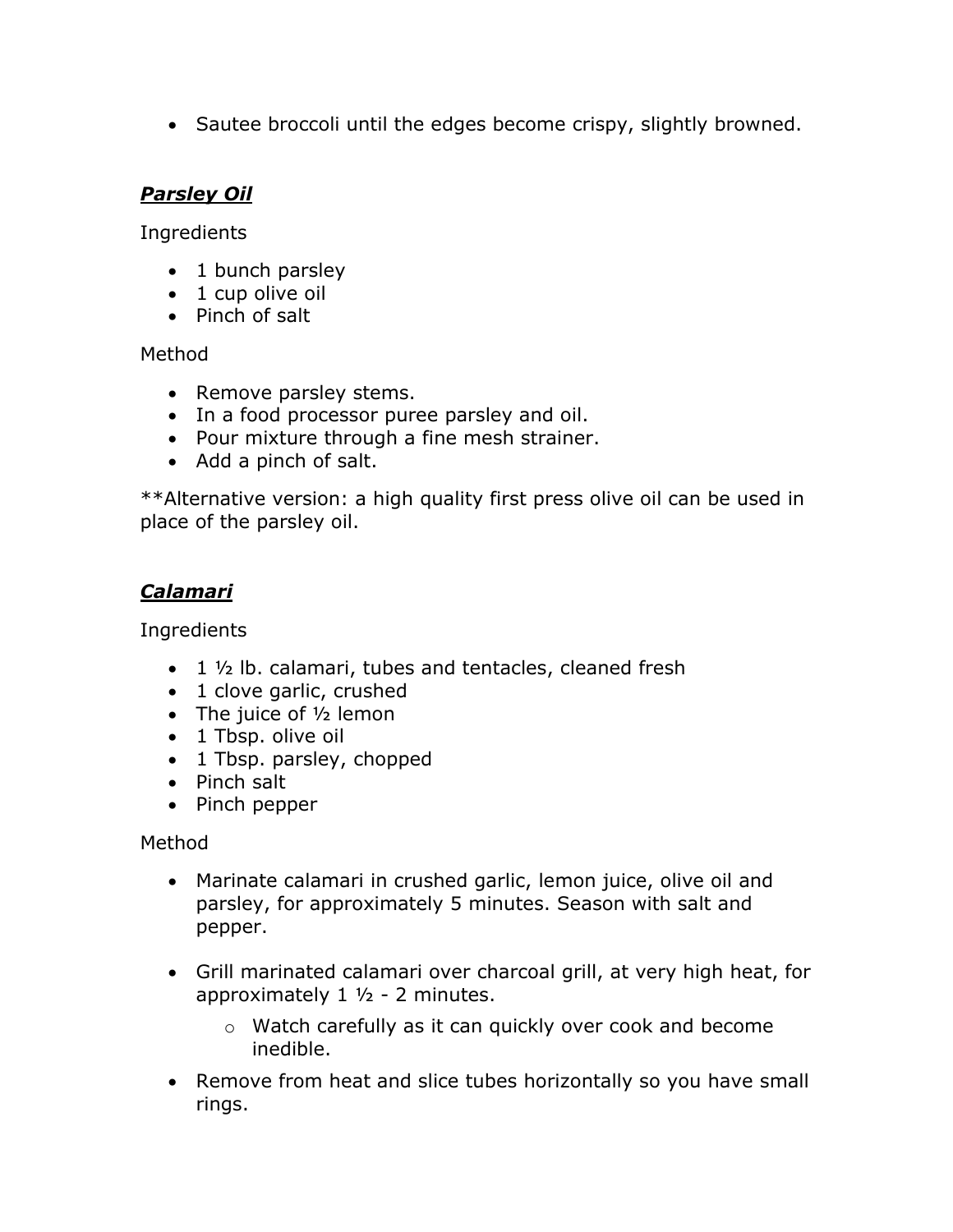- Sautee broccoli until the edges become crispy, slightly browned.

### ***Parsley Oil***

Ingredients

- 1 bunch parsley
- 1 cup olive oil
- Pinch of salt

Method

- Remove parsley stems.
- In a food processor puree parsley and oil.
- Pour mixture through a fine mesh strainer.
- Add a pinch of salt.

**Alternative version: a high quality first press olive oil can be used in place of the parsley oil.

### ***Calamari***

Ingredients

- 1 ½ lb. calamari, tubes and tentacles, cleaned fresh
- 1 clove garlic, crushed
- The juice of ½ lemon
- 1 Tbsp. olive oil
- 1 Tbsp. parsley, chopped
- Pinch salt
- Pinch pepper

Method

- Marinate calamari in crushed garlic, lemon juice, olive oil and parsley, for approximately 5 minutes. Season with salt and pepper.

- Grill marinated calamari over charcoal grill, at very high heat, for approximately 1 ½ - 2 minutes.
    - Watch carefully as it can quickly over cook and become inedible.
- Remove from heat and slice tubes horizontally so you have small rings.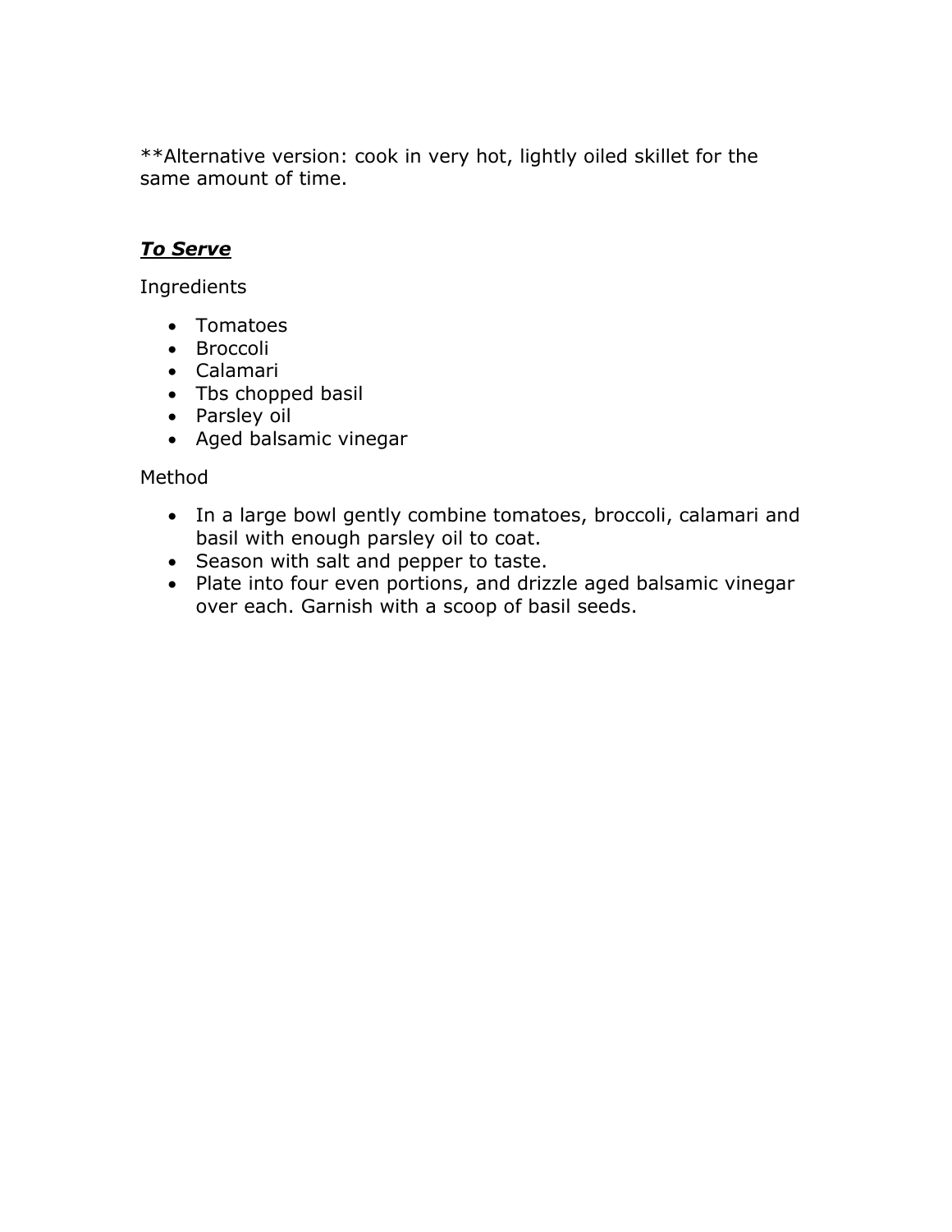**Alternative version: cook in very hot, lightly oiled skillet for the same amount of time.

***To Serve***

Ingredients

- Tomatoes
- Broccoli
- Calamari
- Tbs chopped basil
- Parsley oil
- Aged balsamic vinegar

Method

- In a large bowl gently combine tomatoes, broccoli, calamari and basil with enough parsley oil to coat.
- Season with salt and pepper to taste.
- Plate into four even portions, and drizzle aged balsamic vinegar over each. Garnish with a scoop of basil seeds.